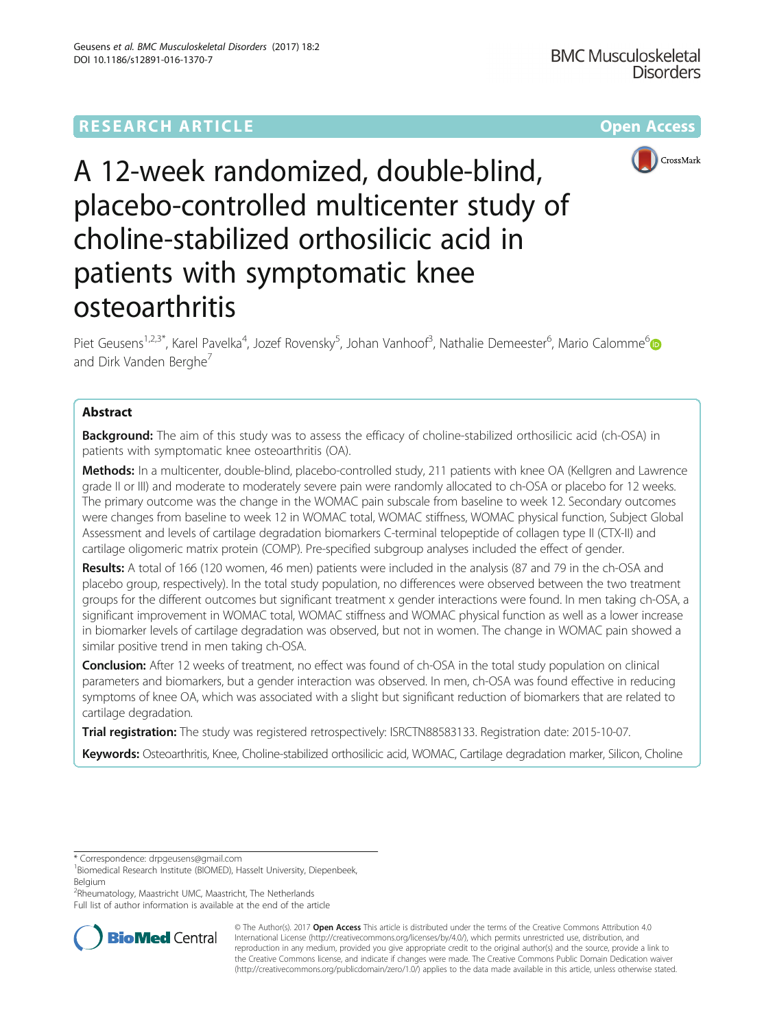RESEARCH ARTICLE

Open Access

# A 12-week randomized, double-blind, placebo-controlled multicenter study of choline-stabilized orthosilicic acid in patients with symptomatic knee osteoarthritis

Piet Geusens[1,2,3*], Karel Pavelka[4], Jozef Rovensky[5], Johan Vanhoof[3], Nathalie Demeester[6], Mario Calomme[6] and Dirk Vanden Berghe[7]

## Abstract

**Background:** The aim of this study was to assess the efficacy of choline-stabilized orthosilicic acid (ch-OSA) in patients with symptomatic knee osteoarthritis (OA).

**Methods:** In a multicenter, double-blind, placebo-controlled study, 211 patients with knee OA (Kellgren and Lawrence grade II or III) and moderate to moderately severe pain were randomly allocated to ch-OSA or placebo for 12 weeks. The primary outcome was the change in the WOMAC pain subscale from baseline to week 12. Secondary outcomes were changes from baseline to week 12 in WOMAC total, WOMAC stiffness, WOMAC physical function, Subject Global Assessment and levels of cartilage degradation biomarkers C-terminal telopeptide of collagen type II (CTX-II) and cartilage oligomeric matrix protein (COMP). Pre-specified subgroup analyses included the effect of gender.

**Results:** A total of 166 (120 women, 46 men) patients were included in the analysis (87 and 79 in the ch-OSA and placebo group, respectively). In the total study population, no differences were observed between the two treatment groups for the different outcomes but significant treatment x gender interactions were found. In men taking ch-OSA, a significant improvement in WOMAC total, WOMAC stiffness and WOMAC physical function as well as a lower increase in biomarker levels of cartilage degradation was observed, but not in women. The change in WOMAC pain showed a similar positive trend in men taking ch-OSA.

**Conclusion:** After 12 weeks of treatment, no effect was found of ch-OSA in the total study population on clinical parameters and biomarkers, but a gender interaction was observed. In men, ch-OSA was found effective in reducing symptoms of knee OA, which was associated with a slight but significant reduction of biomarkers that are related to cartilage degradation.

**Trial registration:** The study was registered retrospectively: ISRCTN88583133. Registration date: 2015-10-07.

**Keywords:** Osteoarthritis, Knee, Choline-stabilized orthosilicic acid, WOMAC, Cartilage degradation marker, Silicon, Choline

---

* Correspondence: drpgeusens@gmail.com
[1]Biomedical Research Institute (BIOMED), Hasselt University, Diepenbeek, Belgium
[2]Rheumatology, Maastricht UMC, Maastricht, The Netherlands
Full list of author information is available at the end of the article

© The Author(s). 2017 **Open Access** This article is distributed under the terms of the Creative Commons Attribution 4.0 International License (http://creativecommons.org/licenses/by/4.0/), which permits unrestricted use, distribution, and reproduction in any medium, provided you give appropriate credit to the original author(s) and the source, provide a link to the Creative Commons license, and indicate if changes were made. The Creative Commons Public Domain Dedication waiver (http://creativecommons.org/publicdomain/zero/1.0/) applies to the data made available in this article, unless otherwise stated.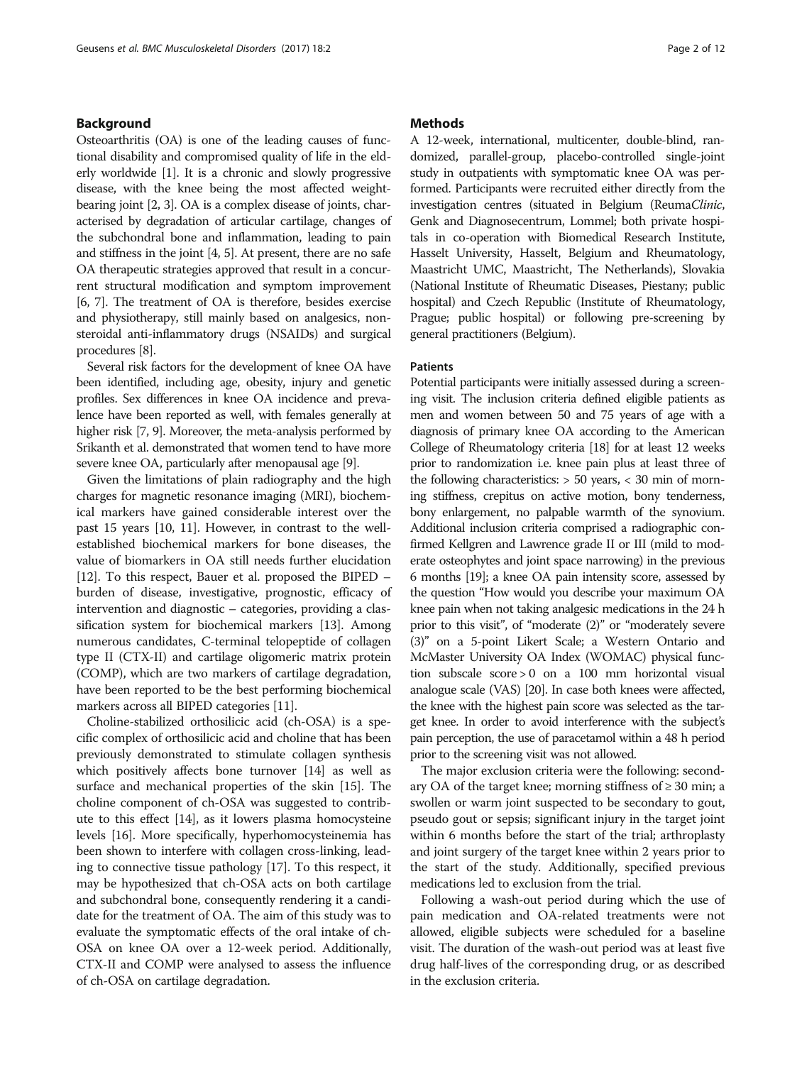## Background

Osteoarthritis (OA) is one of the leading causes of functional disability and compromised quality of life in the elderly worldwide [1]. It is a chronic and slowly progressive disease, with the knee being the most affected weight-bearing joint [2, 3]. OA is a complex disease of joints, characterised by degradation of articular cartilage, changes of the subchondral bone and inflammation, leading to pain and stiffness in the joint [4, 5]. At present, there are no safe OA therapeutic strategies approved that result in a concurrent structural modification and symptom improvement [6, 7]. The treatment of OA is therefore, besides exercise and physiotherapy, still mainly based on analgesics, non-steroidal anti-inflammatory drugs (NSAIDs) and surgical procedures [8].

Several risk factors for the development of knee OA have been identified, including age, obesity, injury and genetic profiles. Sex differences in knee OA incidence and prevalence have been reported as well, with females generally at higher risk [7, 9]. Moreover, the meta-analysis performed by Srikanth et al. demonstrated that women tend to have more severe knee OA, particularly after menopausal age [9].

Given the limitations of plain radiography and the high charges for magnetic resonance imaging (MRI), biochemical markers have gained considerable interest over the past 15 years [10, 11]. However, in contrast to the well-established biochemical markers for bone diseases, the value of biomarkers in OA still needs further elucidation [12]. To this respect, Bauer et al. proposed the BIPED – burden of disease, investigative, prognostic, efficacy of intervention and diagnostic – categories, providing a classification system for biochemical markers [13]. Among numerous candidates, C-terminal telopeptide of collagen type II (CTX-II) and cartilage oligomeric matrix protein (COMP), which are two markers of cartilage degradation, have been reported to be the best performing biochemical markers across all BIPED categories [11].

Choline-stabilized orthosilicic acid (ch-OSA) is a specific complex of orthosilicic acid and choline that has been previously demonstrated to stimulate collagen synthesis which positively affects bone turnover [14] as well as surface and mechanical properties of the skin [15]. The choline component of ch-OSA was suggested to contribute to this effect [14], as it lowers plasma homocysteine levels [16]. More specifically, hyperhomocysteinemia has been shown to interfere with collagen cross-linking, leading to connective tissue pathology [17]. To this respect, it may be hypothesized that ch-OSA acts on both cartilage and subchondral bone, consequently rendering it a candidate for the treatment of OA. The aim of this study was to evaluate the symptomatic effects of the oral intake of ch-OSA on knee OA over a 12-week period. Additionally, CTX-II and COMP were analysed to assess the influence of ch-OSA on cartilage degradation.

## Methods

A 12-week, international, multicenter, double-blind, randomized, parallel-group, placebo-controlled single-joint study in outpatients with symptomatic knee OA was performed. Participants were recruited either directly from the investigation centres (situated in Belgium (Reuma*Clinic*, Genk and Diagnosecentrum, Lommel; both private hospitals in co-operation with Biomedical Research Institute, Hasselt University, Hasselt, Belgium and Rheumatology, Maastricht UMC, Maastricht, The Netherlands), Slovakia (National Institute of Rheumatic Diseases, Piestany; public hospital) and Czech Republic (Institute of Rheumatology, Prague; public hospital) or following pre-screening by general practitioners (Belgium).

### Patients

Potential participants were initially assessed during a screening visit. The inclusion criteria defined eligible patients as men and women between 50 and 75 years of age with a diagnosis of primary knee OA according to the American College of Rheumatology criteria [18] for at least 12 weeks prior to randomization i.e. knee pain plus at least three of the following characteristics: > 50 years, < 30 min of morning stiffness, crepitus on active motion, bony tenderness, bony enlargement, no palpable warmth of the synovium. Additional inclusion criteria comprised a radiographic confirmed Kellgren and Lawrence grade II or III (mild to moderate osteophytes and joint space narrowing) in the previous 6 months [19]; a knee OA pain intensity score, assessed by the question "How would you describe your maximum OA knee pain when not taking analgesic medications in the 24 h prior to this visit", of "moderate (2)" or "moderately severe (3)" on a 5-point Likert Scale; a Western Ontario and McMaster University OA Index (WOMAC) physical function subscale score > 0 on a 100 mm horizontal visual analogue scale (VAS) [20]. In case both knees were affected, the knee with the highest pain score was selected as the target knee. In order to avoid interference with the subject's pain perception, the use of paracetamol within a 48 h period prior to the screening visit was not allowed.

The major exclusion criteria were the following: secondary OA of the target knee; morning stiffness of ≥ 30 min; a swollen or warm joint suspected to be secondary to gout, pseudo gout or sepsis; significant injury in the target joint within 6 months before the start of the trial; arthroplasty and joint surgery of the target knee within 2 years prior to the start of the study. Additionally, specified previous medications led to exclusion from the trial.

Following a wash-out period during which the use of pain medication and OA-related treatments were not allowed, eligible subjects were scheduled for a baseline visit. The duration of the wash-out period was at least five drug half-lives of the corresponding drug, or as described in the exclusion criteria.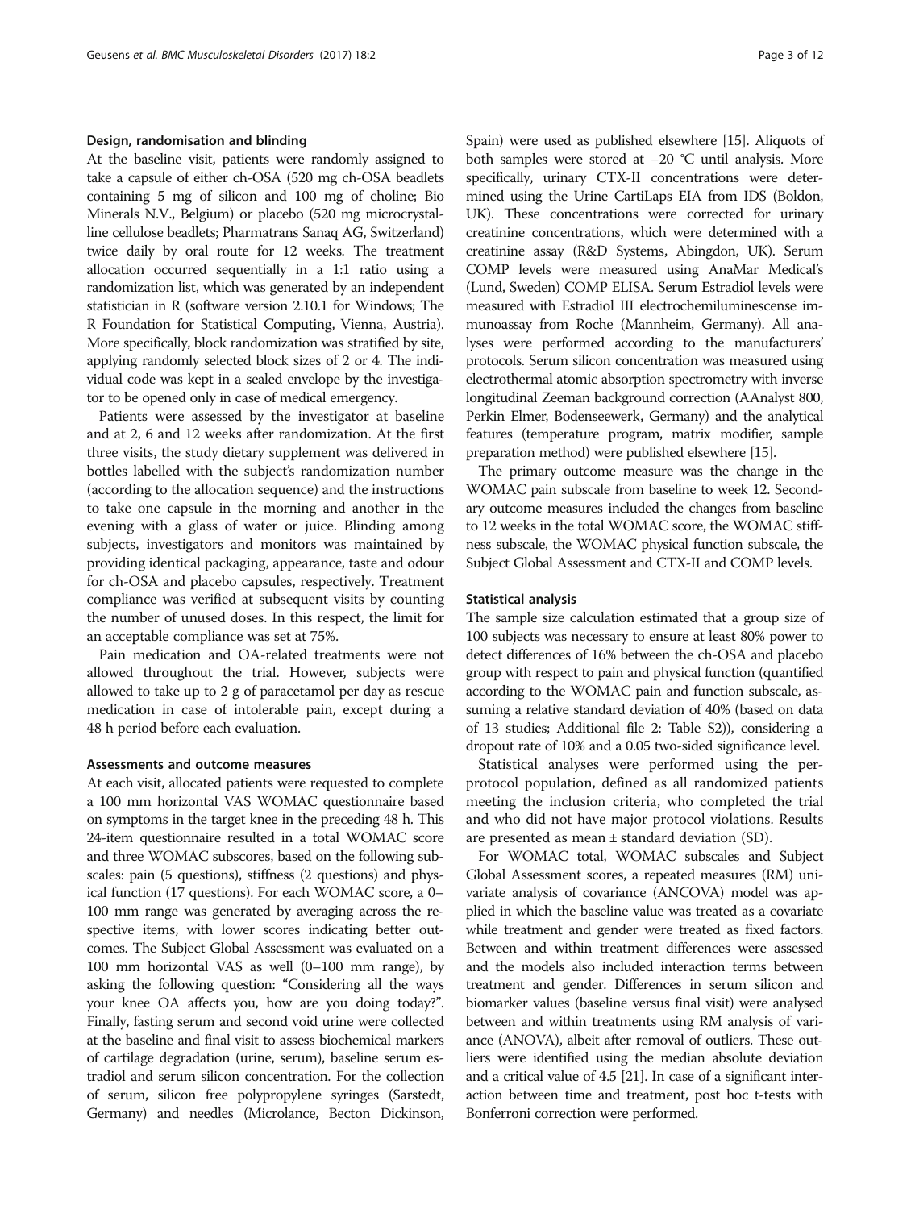### Design, randomisation and blinding

At the baseline visit, patients were randomly assigned to take a capsule of either ch-OSA (520 mg ch-OSA beadlets containing 5 mg of silicon and 100 mg of choline; Bio Minerals N.V., Belgium) or placebo (520 mg microcrystalline cellulose beadlets; Pharmatrans Sanaq AG, Switzerland) twice daily by oral route for 12 weeks. The treatment allocation occurred sequentially in a 1:1 ratio using a randomization list, which was generated by an independent statistician in R (software version 2.10.1 for Windows; The R Foundation for Statistical Computing, Vienna, Austria). More specifically, block randomization was stratified by site, applying randomly selected block sizes of 2 or 4. The individual code was kept in a sealed envelope by the investigator to be opened only in case of medical emergency.

Patients were assessed by the investigator at baseline and at 2, 6 and 12 weeks after randomization. At the first three visits, the study dietary supplement was delivered in bottles labelled with the subject's randomization number (according to the allocation sequence) and the instructions to take one capsule in the morning and another in the evening with a glass of water or juice. Blinding among subjects, investigators and monitors was maintained by providing identical packaging, appearance, taste and odour for ch-OSA and placebo capsules, respectively. Treatment compliance was verified at subsequent visits by counting the number of unused doses. In this respect, the limit for an acceptable compliance was set at 75%.

Pain medication and OA-related treatments were not allowed throughout the trial. However, subjects were allowed to take up to 2 g of paracetamol per day as rescue medication in case of intolerable pain, except during a 48 h period before each evaluation.

### Assessments and outcome measures

At each visit, allocated patients were requested to complete a 100 mm horizontal VAS WOMAC questionnaire based on symptoms in the target knee in the preceding 48 h. This 24-item questionnaire resulted in a total WOMAC score and three WOMAC subscores, based on the following subscales: pain (5 questions), stiffness (2 questions) and physical function (17 questions). For each WOMAC score, a 0–100 mm range was generated by averaging across the respective items, with lower scores indicating better outcomes. The Subject Global Assessment was evaluated on a 100 mm horizontal VAS as well (0–100 mm range), by asking the following question: "Considering all the ways your knee OA affects you, how are you doing today?". Finally, fasting serum and second void urine were collected at the baseline and final visit to assess biochemical markers of cartilage degradation (urine, serum), baseline serum estradiol and serum silicon concentration. For the collection of serum, silicon free polypropylene syringes (Sarstedt, Germany) and needles (Microlance, Becton Dickinson, Spain) were used as published elsewhere [15]. Aliquots of both samples were stored at −20 °C until analysis. More specifically, urinary CTX-II concentrations were determined using the Urine CartiLaps EIA from IDS (Boldon, UK). These concentrations were corrected for urinary creatinine concentrations, which were determined with a creatinine assay (R&D Systems, Abingdon, UK). Serum COMP levels were measured using AnaMar Medical's (Lund, Sweden) COMP ELISA. Serum Estradiol levels were measured with Estradiol III electrochemiluminescense immunoassay from Roche (Mannheim, Germany). All analyses were performed according to the manufacturers' protocols. Serum silicon concentration was measured using electrothermal atomic absorption spectrometry with inverse longitudinal Zeeman background correction (AAnalyst 800, Perkin Elmer, Bodenseewerk, Germany) and the analytical features (temperature program, matrix modifier, sample preparation method) were published elsewhere [15].

The primary outcome measure was the change in the WOMAC pain subscale from baseline to week 12. Secondary outcome measures included the changes from baseline to 12 weeks in the total WOMAC score, the WOMAC stiffness subscale, the WOMAC physical function subscale, the Subject Global Assessment and CTX-II and COMP levels.

### Statistical analysis

The sample size calculation estimated that a group size of 100 subjects was necessary to ensure at least 80% power to detect differences of 16% between the ch-OSA and placebo group with respect to pain and physical function (quantified according to the WOMAC pain and function subscale, assuming a relative standard deviation of 40% (based on data of 13 studies; Additional file 2: Table S2)), considering a dropout rate of 10% and a 0.05 two-sided significance level.

Statistical analyses were performed using the per-protocol population, defined as all randomized patients meeting the inclusion criteria, who completed the trial and who did not have major protocol violations. Results are presented as mean ± standard deviation (SD).

For WOMAC total, WOMAC subscales and Subject Global Assessment scores, a repeated measures (RM) univariate analysis of covariance (ANCOVA) model was applied in which the baseline value was treated as a covariate while treatment and gender were treated as fixed factors. Between and within treatment differences were assessed and the models also included interaction terms between treatment and gender. Differences in serum silicon and biomarker values (baseline versus final visit) were analysed between and within treatments using RM analysis of variance (ANOVA), albeit after removal of outliers. These outliers were identified using the median absolute deviation and a critical value of 4.5 [21]. In case of a significant interaction between time and treatment, post hoc t-tests with Bonferroni correction were performed.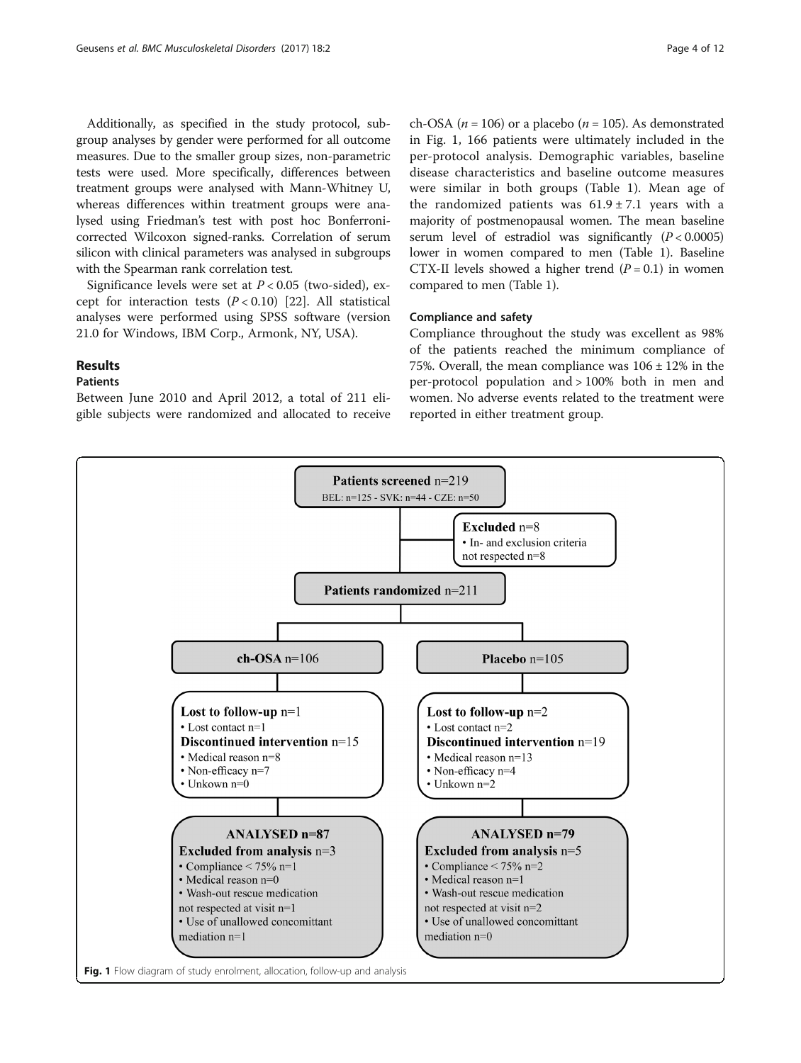Additionally, as specified in the study protocol, subgroup analyses by gender were performed for all outcome measures. Due to the smaller group sizes, non-parametric tests were used. More specifically, differences between treatment groups were analysed with Mann-Whitney U, whereas differences within treatment groups were analysed using Friedman's test with post hoc Bonferroni-corrected Wilcoxon signed-ranks. Correlation of serum silicon with clinical parameters was analysed in subgroups with the Spearman rank correlation test.

Significance levels were set at $P < 0.05$ (two-sided), except for interaction tests ($P < 0.10$) [22]. All statistical analyses were performed using SPSS software (version 21.0 for Windows, IBM Corp., Armonk, NY, USA).

## Results

### Patients

Between June 2010 and April 2012, a total of 211 eligible subjects were randomized and allocated to receive ch-OSA ($n = 106$) or a placebo ($n = 105$). As demonstrated in Fig. 1, 166 patients were ultimately included in the per-protocol analysis. Demographic variables, baseline disease characteristics and baseline outcome measures were similar in both groups (Table 1). Mean age of the randomized patients was $61.9 \pm 7.1$ years with a majority of postmenopausal women. The mean baseline serum level of estradiol was significantly ($P < 0.0005$) lower in women compared to men (Table 1). Baseline CTX-II levels showed a higher trend ($P = 0.1$) in women compared to men (Table 1).

### Compliance and safety

Compliance throughout the study was excellent as 98% of the patients reached the minimum compliance of 75%. Overall, the mean compliance was $106 \pm 12\%$ in the per-protocol population and > 100% both in men and women. No adverse events related to the treatment were reported in either treatment group.

**Patients screened** n=219
BEL: n=125 - SVK: n=44 - CZE: n=50

**Excluded** n=8
- In- and exclusion criteria not respected n=8

**Patients randomized** n=211

**ch-OSA** n=106

**Lost to follow-up** n=1
- Lost contact n=1

**Discontinued intervention** n=15
- Medical reason n=8
- Non-efficacy n=7
- Unkown n=0

**ANALYSED n=87**

**Excluded from analysis** n=3
- Compliance < 75% n=1
- Medical reason n=0
- Wash-out rescue medication not respected at visit n=1
- Use of unallowed concomittant mediation n=1

**Placebo** n=105

**Lost to follow-up** n=2
- Lost contact n=2

**Discontinued intervention** n=19
- Medical reason n=13
- Non-efficacy n=4
- Unkown n=2

**ANALYSED n=79**

**Excluded from analysis** n=5
- Compliance < 75% n=2
- Medical reason n=1
- Wash-out rescue medication not respected at visit n=2
- Use of unallowed concomittant mediation n=0

**Fig. 1** Flow diagram of study enrolment, allocation, follow-up and analysis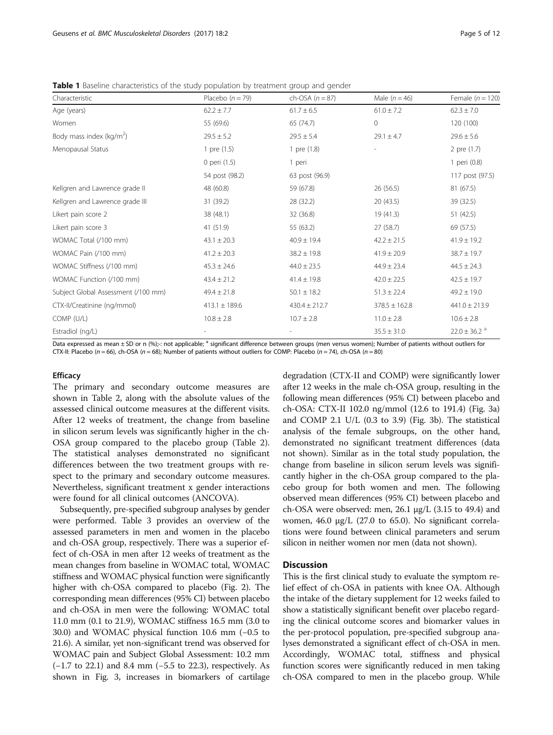**Table 1** Baseline characteristics of the study population by treatment group and gender

| Characteristic | Placebo ($n = 79$) | ch-OSA ($n = 87$) | Male ($n = 46$) | Female ($n = 120$) |
|---|---|---|---|---|
| Age (years) | 62.2 ± 7.7 | 61.7 ± 6.5 | 61.0 ± 7.2 | 62.3 ± 7.0 |
| Women | 55 (69.6) | 65 (74.7) | 0 | 120 (100) |
| Body mass index (kg/m$^2$) | 29.5 ± 5.2 | 29.5 ± 5.4 | 29.1 ± 4.7 | 29.6 ± 5.6 |
| Menopausal Status | 1 pre (1.5) | 1 pre (1.8) | - | 2 pre (1.7) |
| | 0 peri (1.5) | 1 peri | | 1 peri (0.8) |
| | 54 post (98.2) | 63 post (96.9) | | 117 post (97.5) |
| Kellgren and Lawrence grade II | 48 (60.8) | 59 (67.8) | 26 (56.5) | 81 (67.5) |
| Kellgren and Lawrence grade III | 31 (39.2) | 28 (32.2) | 20 (43.5) | 39 (32.5) |
| Likert pain score 2 | 38 (48.1) | 32 (36.8) | 19 (41.3) | 51 (42.5) |
| Likert pain score 3 | 41 (51.9) | 55 (63.2) | 27 (58.7) | 69 (57.5) |
| WOMAC Total (/100 mm) | 43.1 ± 20.3 | 40.9 ± 19.4 | 42.2 ± 21.5 | 41.9 ± 19.2 |
| WOMAC Pain (/100 mm) | 41.2 ± 20.3 | 38.2 ± 19.8 | 41.9 ± 20.9 | 38.7 ± 19.7 |
| WOMAC Stiffness (/100 mm) | 45.3 ± 24.6 | 44.0 ± 23.5 | 44.9 ± 23.4 | 44.5 ± 24.3 |
| WOMAC Function (/100 mm) | 43.4 ± 21.2 | 41.4 ± 19.8 | 42.0 ± 22.5 | 42.5 ± 19.7 |
| Subject Global Assessment (/100 mm) | 49.4 ± 21.8 | 50.1 ± 18.2 | 51.3 ± 22.4 | 49.2 ± 19.0 |
| CTX-II/Creatinine (ng/mmol) | 413.1 ± 189.6 | 430.4 ± 212.7 | 378.5 ± 162.8 | 441.0 ± 213.9 |
| COMP (U/L) | 10.8 ± 2.8 | 10.7 ± 2.8 | 11.0 ± 2.8 | 10.6 ± 2.8 |
| Estradiol (ng/L) | - | - | 35.5 ± 31.0 | 22.0 ± 36.2 [a] |

Data expressed as mean ± SD or n (%);-: not applicable; [a] significant difference between groups (men versus women); Number of patients without outliers for CTX-II: Placebo ($n = 66$), ch-OSA ($n = 68$); Number of patients without outliers for COMP: Placebo ($n = 74$), ch-OSA ($n = 80$)

### Efficacy

The primary and secondary outcome measures are shown in Table 2, along with the absolute values of the assessed clinical outcome measures at the different visits. After 12 weeks of treatment, the change from baseline in silicon serum levels was significantly higher in the ch-OSA group compared to the placebo group (Table 2). The statistical analyses demonstrated no significant differences between the two treatment groups with respect to the primary and secondary outcome measures. Nevertheless, significant treatment x gender interactions were found for all clinical outcomes (ANCOVA).

Subsequently, pre-specified subgroup analyses by gender were performed. Table 3 provides an overview of the assessed parameters in men and women in the placebo and ch-OSA group, respectively. There was a superior effect of ch-OSA in men after 12 weeks of treatment as the mean changes from baseline in WOMAC total, WOMAC stiffness and WOMAC physical function were significantly higher with ch-OSA compared to placebo (Fig. 2). The corresponding mean differences (95% CI) between placebo and ch-OSA in men were the following: WOMAC total 11.0 mm (0.1 to 21.9), WOMAC stiffness 16.5 mm (3.0 to 30.0) and WOMAC physical function 10.6 mm (−0.5 to 21.6). A similar, yet non-significant trend was observed for WOMAC pain and Subject Global Assessment: 10.2 mm (−1.7 to 22.1) and 8.4 mm (−5.5 to 22.3), respectively. As shown in Fig. 3, increases in biomarkers of cartilage degradation (CTX-II and COMP) were significantly lower after 12 weeks in the male ch-OSA group, resulting in the following mean differences (95% CI) between placebo and ch-OSA: CTX-II 102.0 ng/mmol (12.6 to 191.4) (Fig. 3a) and COMP 2.1 U/L (0.3 to 3.9) (Fig. 3b). The statistical analysis of the female subgroups, on the other hand, demonstrated no significant treatment differences (data not shown). Similar as in the total study population, the change from baseline in silicon serum levels was significantly higher in the ch-OSA group compared to the placebo group for both women and men. The following observed mean differences (95% CI) between placebo and ch-OSA were observed: men, 26.1 μg/L (3.15 to 49.4) and women, 46.0 μg/L (27.0 to 65.0). No significant correlations were found between clinical parameters and serum silicon in neither women nor men (data not shown).

## Discussion

This is the first clinical study to evaluate the symptom relief effect of ch-OSA in patients with knee OA. Although the intake of the dietary supplement for 12 weeks failed to show a statistically significant benefit over placebo regarding the clinical outcome scores and biomarker values in the per-protocol population, pre-specified subgroup analyses demonstrated a significant effect of ch-OSA in men. Accordingly, WOMAC total, stiffness and physical function scores were significantly reduced in men taking ch-OSA compared to men in the placebo group. While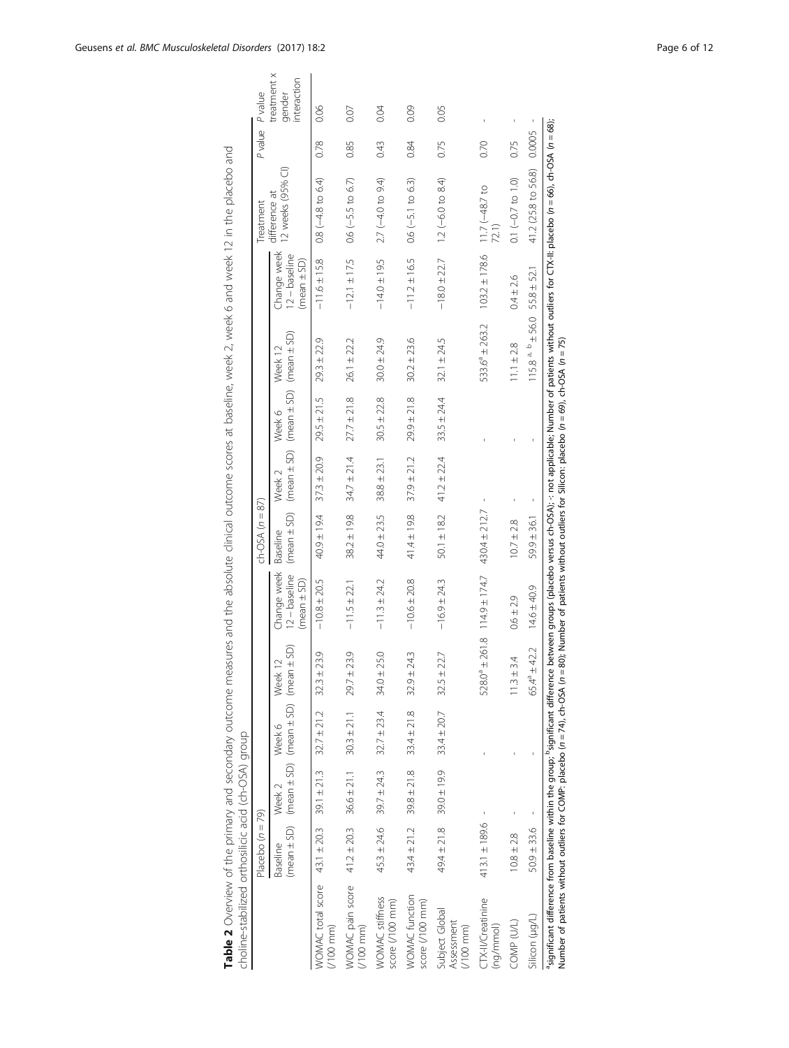**Table 2** Overview of the primary and secondary outcome measures and the absolute clinical outcome scores at baseline, week 2, week 6 and week 12 in the placebo and choline-stabilized orthosilicic acid (ch-OSA) group

| | Placebo ($n = 79$) | | | | | ch-OSA ($n = 87$) | | | | | Treatment difference at 12 weeks (95% CI) | *P* value | *P* value treatment x gender interaction |
|---|---|---|---|---|---|---|---|---|---|---|---|---|---|
| | Baseline (mean ± SD) | Week 2 (mean ± SD) | Week 6 (mean ± SD) | Week 12 (mean ± SD) | Change week 12 – baseline (mean ± SD) | Baseline (mean ± SD) | Week 2 (mean ± SD) | Week 6 (mean ± SD) | Week 12 (mean ± SD) | Change week 12 – baseline (mean ± SD) | | | |
| WOMAC total score (/100 mm) | 43.1 ± 20.3 | 39.1 ± 21.3 | 32.7 ± 21.2 | 32.3 ± 23.9 | −10.8 ± 20.5 | 40.9 ± 19.4 | 37.3 ± 20.9 | 29.5 ± 21.5 | 29.3 ± 22.9 | −11.6 ± 15.8 | 0.8 (−4.8 to 6.4) | 0.78 | 0.06 |
| WOMAC pain score (/100 mm) | 41.2 ± 20.3 | 36.6 ± 21.1 | 30.3 ± 21.1 | 29.7 ± 23.9 | −11.5 ± 22.1 | 38.2 ± 19.8 | 34.7 ± 21.4 | 27.7 ± 21.8 | 26.1 ± 22.2 | −12.1 ± 17.5 | 0.6 (−5.5 to 6.7) | 0.85 | 0.07 |
| WOMAC stiffness score (/100 mm) | 45.3 ± 24.6 | 39.7 ± 24.3 | 32.7 ± 23.4 | 34.0 ± 25.0 | −11.3 ± 24.2 | 44.0 ± 23.5 | 38.8 ± 23.1 | 30.5 ± 22.8 | 30.0 ± 24.9 | −14.0 ± 19.5 | 2.7 (−4.0 to 9.4) | 0.43 | 0.04 |
| WOMAC function score (/100 mm) | 43.4 ± 21.2 | 39.8 ± 21.8 | 33.4 ± 21.8 | 32.9 ± 24.3 | −10.6 ± 20.8 | 41.4 ± 19.8 | 37.9 ± 21.2 | 29.9 ± 21.8 | 30.2 ± 23.6 | −11.2 ± 16.5 | 0.6 (−5.1 to 6.3) | 0.84 | 0.09 |
| Subject Global Assessment (/100 mm) | 49.4 ± 21.8 | 39.0 ± 19.9 | 33.4 ± 20.7 | 32.5 ± 22.7 | −16.9 ± 24.3 | 50.1 ± 18.2 | 41.2 ± 22.4 | 33.5 ± 24.4 | 32.1 ± 24.5 | −18.0 ± 22.7 | 1.2 (−6.0 to 8.4) | 0.75 | 0.05 |
| CTX-II/Creatinine (ng/mmol) | 413.1 ± 189.6 | - | - | 528.0[a] ± 261.8 | 114.9 ± 174.7 | 430.4 ± 212.7 | - | - | 533.6[a] ± 263.2 | 103.2 ± 178.6 | 11.7 (−48.7 to 72.1) | 0.70 | - |
| COMP (U/L) | 10.8 ± 2.8 | - | - | 11.3 ± 3.4 | 0.6 ± 2.9 | 10.7 ± 2.8 | - | - | 11.1 ± 2.8 | 0.4 ± 2.6 | 0.1 (−0.7 to 1.0) | 0.75 | - |
| Silicon (µg/L) | 50.9 ± 33.6 | - | - | 65.4[a] ± 42.2 | 14.6 ± 40.9 | 59.9 ± 36.1 | - | - | 115.8 [a, b] ± 56.0 | 55.8 ± 52.1 | 41.2 (25.8 to 56.8) | 0.0005 | - |

[a]significant difference from baseline within the group; [b]significant difference between groups (placebo versus ch-OSA); -: not applicable; Number of patients without outliers for CTX-II: placebo ($n = 66$), ch-OSA ($n = 68$); Number of patients without outliers for COMP: placebo ($n = 74$), ch-OSA ($n = 80$); Number of patients without outliers for Silicon: placebo ($n = 69$), ch-OSA ($n = 75$)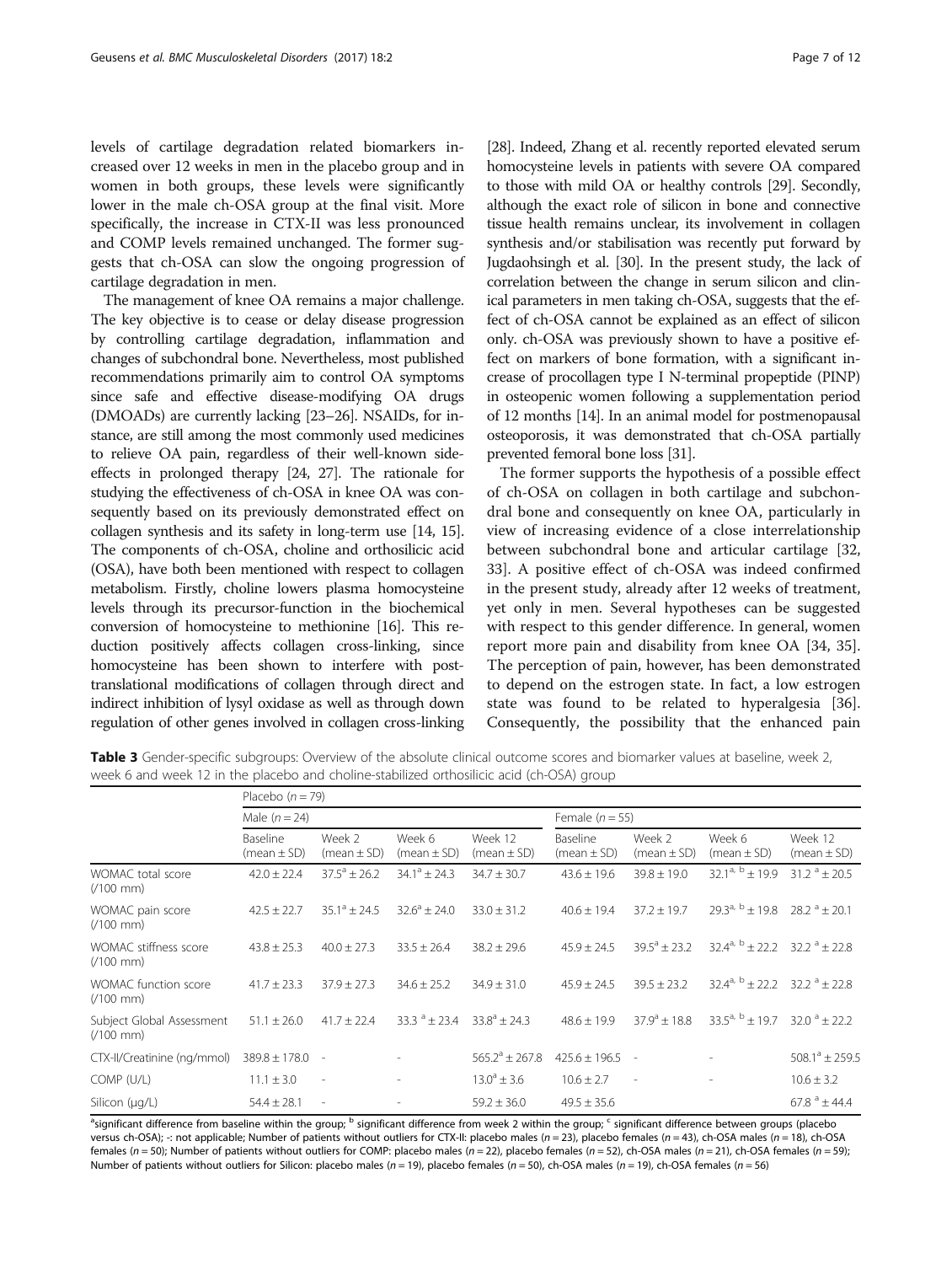levels of cartilage degradation related biomarkers increased over 12 weeks in men in the placebo group and in women in both groups, these levels were significantly lower in the male ch-OSA group at the final visit. More specifically, the increase in CTX-II was less pronounced and COMP levels remained unchanged. The former suggests that ch-OSA can slow the ongoing progression of cartilage degradation in men.

The management of knee OA remains a major challenge. The key objective is to cease or delay disease progression by controlling cartilage degradation, inflammation and changes of subchondral bone. Nevertheless, most published recommendations primarily aim to control OA symptoms since safe and effective disease-modifying OA drugs (DMOADs) are currently lacking [23–26]. NSAIDs, for instance, are still among the most commonly used medicines to relieve OA pain, regardless of their well-known side-effects in prolonged therapy [24, 27]. The rationale for studying the effectiveness of ch-OSA in knee OA was consequently based on its previously demonstrated effect on collagen synthesis and its safety in long-term use [14, 15]. The components of ch-OSA, choline and orthosilicic acid (OSA), have both been mentioned with respect to collagen metabolism. Firstly, choline lowers plasma homocysteine levels through its precursor-function in the biochemical conversion of homocysteine to methionine [16]. This reduction positively affects collagen cross-linking, since homocysteine has been shown to interfere with post-translational modifications of collagen through direct and indirect inhibition of lysyl oxidase as well as through down regulation of other genes involved in collagen cross-linking [28]. Indeed, Zhang et al. recently reported elevated serum homocysteine levels in patients with severe OA compared to those with mild OA or healthy controls [29]. Secondly, although the exact role of silicon in bone and connective tissue health remains unclear, its involvement in collagen synthesis and/or stabilisation was recently put forward by Jugdaohsingh et al. [30]. In the present study, the lack of correlation between the change in serum silicon and clinical parameters in men taking ch-OSA, suggests that the effect of ch-OSA cannot be explained as an effect of silicon only. ch-OSA was previously shown to have a positive effect on markers of bone formation, with a significant increase of procollagen type I N-terminal propeptide (PINP) in osteopenic women following a supplementation period of 12 months [14]. In an animal model for postmenopausal osteoporosis, it was demonstrated that ch-OSA partially prevented femoral bone loss [31].

The former supports the hypothesis of a possible effect of ch-OSA on collagen in both cartilage and subchondral bone and consequently on knee OA, particularly in view of increasing evidence of a close interrelationship between subchondral bone and articular cartilage [32, 33]. A positive effect of ch-OSA was indeed confirmed in the present study, already after 12 weeks of treatment, yet only in men. Several hypotheses can be suggested with respect to this gender difference. In general, women report more pain and disability from knee OA [34, 35]. The perception of pain, however, has been demonstrated to depend on the estrogen state. In fact, a low estrogen state was found to be related to hyperalgesia [36]. Consequently, the possibility that the enhanced pain

**Table 3** Gender-specific subgroups: Overview of the absolute clinical outcome scores and biomarker values at baseline, week 2, week 6 and week 12 in the placebo and choline-stabilized orthosilicic acid (ch-OSA) group

| | Placebo ($n = 79$) | | | | | | | |
|---|---|---|---|---|---|---|---|---|
| | Male ($n = 24$) | | | | Female ($n = 55$) | | | |
| | Baseline (mean ± SD) | Week 2 (mean ± SD) | Week 6 (mean ± SD) | Week 12 (mean ± SD) | Baseline (mean ± SD) | Week 2 (mean ± SD) | Week 6 (mean ± SD) | Week 12 (mean ± SD) |
| WOMAC total score (/100 mm) | 42.0 ± 22.4 | 37.5[a] ± 26.2 | 34.1[a] ± 24.3 | 34.7 ± 30.7 | 43.6 ± 19.6 | 39.8 ± 19.0 | 32.1[a, b] ± 19.9 | 31.2 [a] ± 20.5 |
| WOMAC pain score (/100 mm) | 42.5 ± 22.7 | 35.1[a] ± 24.5 | 32.6[a] ± 24.0 | 33.0 ± 31.2 | 40.6 ± 19.4 | 37.2 ± 19.7 | 29.3[a, b] ± 19.8 | 28.2 [a] ± 20.1 |
| WOMAC stiffness score (/100 mm) | 43.8 ± 25.3 | 40.0 ± 27.3 | 33.5 ± 26.4 | 38.2 ± 29.6 | 45.9 ± 24.5 | 39.5[a] ± 23.2 | 32.4[a, b] ± 22.2 | 32.2 [a] ± 22.8 |
| WOMAC function score (/100 mm) | 41.7 ± 23.3 | 37.9 ± 27.3 | 34.6 ± 25.2 | 34.9 ± 31.0 | 45.9 ± 24.5 | 39.5 ± 23.2 | 32.4[a, b] ± 22.2 | 32.2 [a] ± 22.8 |
| Subject Global Assessment (/100 mm) | 51.1 ± 26.0 | 41.7 ± 22.4 | 33.3 [a] ± 23.4 | 33.8[a] ± 24.3 | 48.6 ± 19.9 | 37.9[a] ± 18.8 | 33.5[a, b] ± 19.7 | 32.0 [a] ± 22.2 |
| CTX-II/Creatinine (ng/mmol) | 389.8 ± 178.0 | - | - | 565.2[a] ± 267.8 | 425.6 ± 196.5 | - | - | 508.1[a] ± 259.5 |
| COMP (U/L) | 11.1 ± 3.0 | - | - | 13.0[a] ± 3.6 | 10.6 ± 2.7 | - | - | 10.6 ± 3.2 |
| Silicon (μg/L) | 54.4 ± 28.1 | - | - | 59.2 ± 36.0 | 49.5 ± 35.6 | | | 67.8 [a] ± 44.4 |

[a]significant difference from baseline within the group; [b] significant difference from week 2 within the group; [c] significant difference between groups (placebo versus ch-OSA); -: not applicable; Number of patients without outliers for CTX-II: placebo males ($n = 23$), placebo females ($n = 43$), ch-OSA males ($n = 18$), ch-OSA females ($n = 50$); Number of patients without outliers for COMP: placebo males ($n = 22$), placebo females ($n = 52$), ch-OSA males ($n = 21$), ch-OSA females ($n = 59$); Number of patients without outliers for Silicon: placebo males ($n = 19$), placebo females ($n = 50$), ch-OSA males ($n = 19$), ch-OSA females ($n = 56$)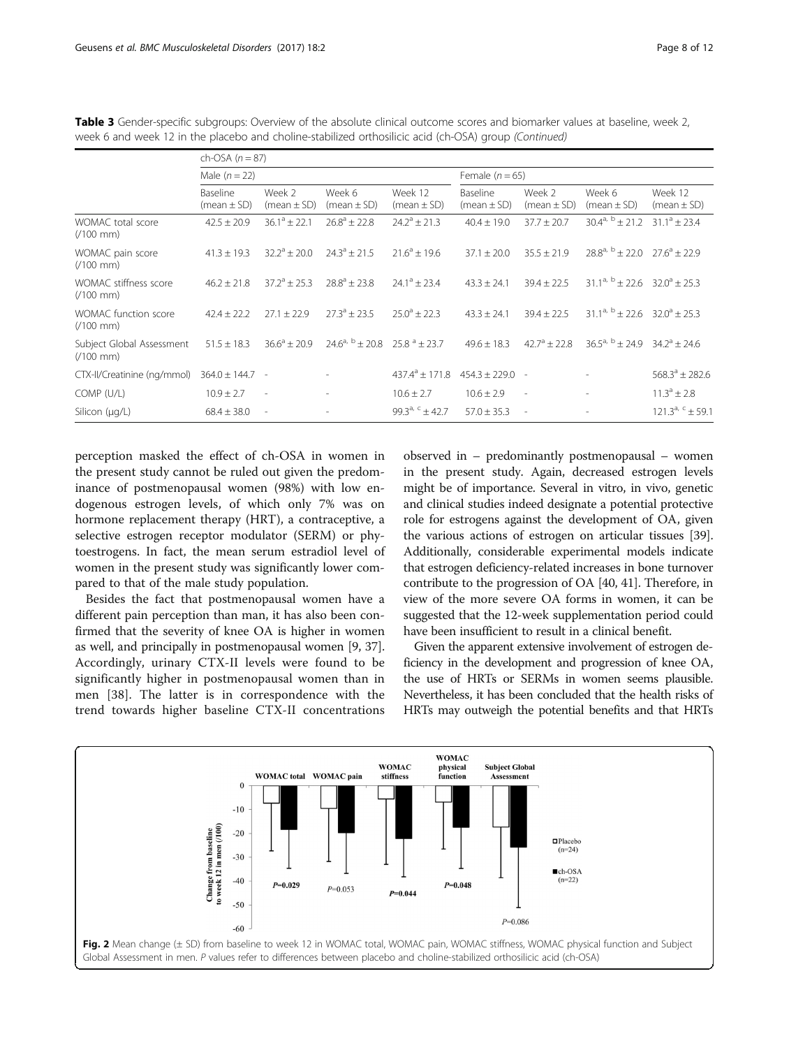**Table 3** Gender-specific subgroups: Overview of the absolute clinical outcome scores and biomarker values at baseline, week 2, week 6 and week 12 in the placebo and choline-stabilized orthosilicic acid (ch-OSA) group *(Continued)*

| | ch-OSA ($n = 87$) | | | | | | | |
|---|---|---|---|---|---|---|---|---|
| | Male ($n = 22$) | | | | Female ($n = 65$) | | | |
| | Baseline (mean ± SD) | Week 2 (mean ± SD) | Week 6 (mean ± SD) | Week 12 (mean ± SD) | Baseline (mean ± SD) | Week 2 (mean ± SD) | Week 6 (mean ± SD) | Week 12 (mean ± SD) |
| WOMAC total score (/100 mm) | 42.5 ± 20.9 | 36.1[a] ± 22.1 | 26.8[a] ± 22.8 | 24.2[a] ± 21.3 | 40.4 ± 19.0 | 37.7 ± 20.7 | 30.4[a, b] ± 21.2 | 31.1[a] ± 23.4 |
| WOMAC pain score (/100 mm) | 41.3 ± 19.3 | 32.2[a] ± 20.0 | 24.3[a] ± 21.5 | 21.6[a] ± 19.6 | 37.1 ± 20.0 | 35.5 ± 21.9 | 28.8[a, b] ± 22.0 | 27.6[a] ± 22.9 |
| WOMAC stiffness score (/100 mm) | 46.2 ± 21.8 | 37.2[a] ± 25.3 | 28.8[a] ± 23.8 | 24.1[a] ± 23.4 | 43.3 ± 24.1 | 39.4 ± 22.5 | 31.1[a, b] ± 22.6 | 32.0[a] ± 25.3 |
| WOMAC function score (/100 mm) | 42.4 ± 22.2 | 27.1 ± 22.9 | 27.3[a] ± 23.5 | 25.0[a] ± 22.3 | 43.3 ± 24.1 | 39.4 ± 22.5 | 31.1[a, b] ± 22.6 | 32.0[a] ± 25.3 |
| Subject Global Assessment (/100 mm) | 51.5 ± 18.3 | 36.6[a] ± 20.9 | 24.6[a, b] ± 20.8 | 25.8 [a] ± 23.7 | 49.6 ± 18.3 | 42.7[a] ± 22.8 | 36.5[a, b] ± 24.9 | 34.2[a] ± 24.6 |
| CTX-II/Creatinine (ng/mmol) | 364.0 ± 144.7 | - | - | 437.4[a] ± 171.8 | 454.3 ± 229.0 | - | - | 568.3[a] ± 282.6 |
| COMP (U/L) | 10.9 ± 2.7 | - | - | 10.6 ± 2.7 | 10.6 ± 2.9 | - | - | 11.3[a] ± 2.8 |
| Silicon (μg/L) | 68.4 ± 38.0 | - | - | 99.3[a, c] ± 42.7 | 57.0 ± 35.3 | - | - | 121.3[a, c] ± 59.1 |

perception masked the effect of ch-OSA in women in the present study cannot be ruled out given the predominance of postmenopausal women (98%) with low endogenous estrogen levels, of which only 7% was on hormone replacement therapy (HRT), a contraceptive, a selective estrogen receptor modulator (SERM) or phytoestrogens. In fact, the mean serum estradiol level of women in the present study was significantly lower compared to that of the male study population.

Besides the fact that postmenopausal women have a different pain perception than man, it has also been confirmed that the severity of knee OA is higher in women as well, and principally in postmenopausal women [9, 37]. Accordingly, urinary CTX-II levels were found to be significantly higher in postmenopausal women than in men [38]. The latter is in correspondence with the trend towards higher baseline CTX-II concentrations observed in – predominantly postmenopausal – women in the present study. Again, decreased estrogen levels might be of importance. Several in vitro, in vivo, genetic and clinical studies indeed designate a potential protective role for estrogens against the development of OA, given the various actions of estrogen on articular tissues [39]. Additionally, considerable experimental models indicate that estrogen deficiency-related increases in bone turnover contribute to the progression of OA [40, 41]. Therefore, in view of the more severe OA forms in women, it can be suggested that the 12-week supplementation period could have been insufficient to result in a clinical benefit.

Given the apparent extensive involvement of estrogen deficiency in the development and progression of knee OA, the use of HRTs or SERMs in women seems plausible. Nevertheless, it has been concluded that the health risks of HRTs may outweigh the potential benefits and that HRTs

**Fig. 2** Mean change (± SD) from baseline to week 12 in WOMAC total, WOMAC pain, WOMAC stiffness, WOMAC physical function and Subject Global Assessment in men. *P* values refer to differences between placebo and choline-stabilized orthosilicic acid (ch-OSA)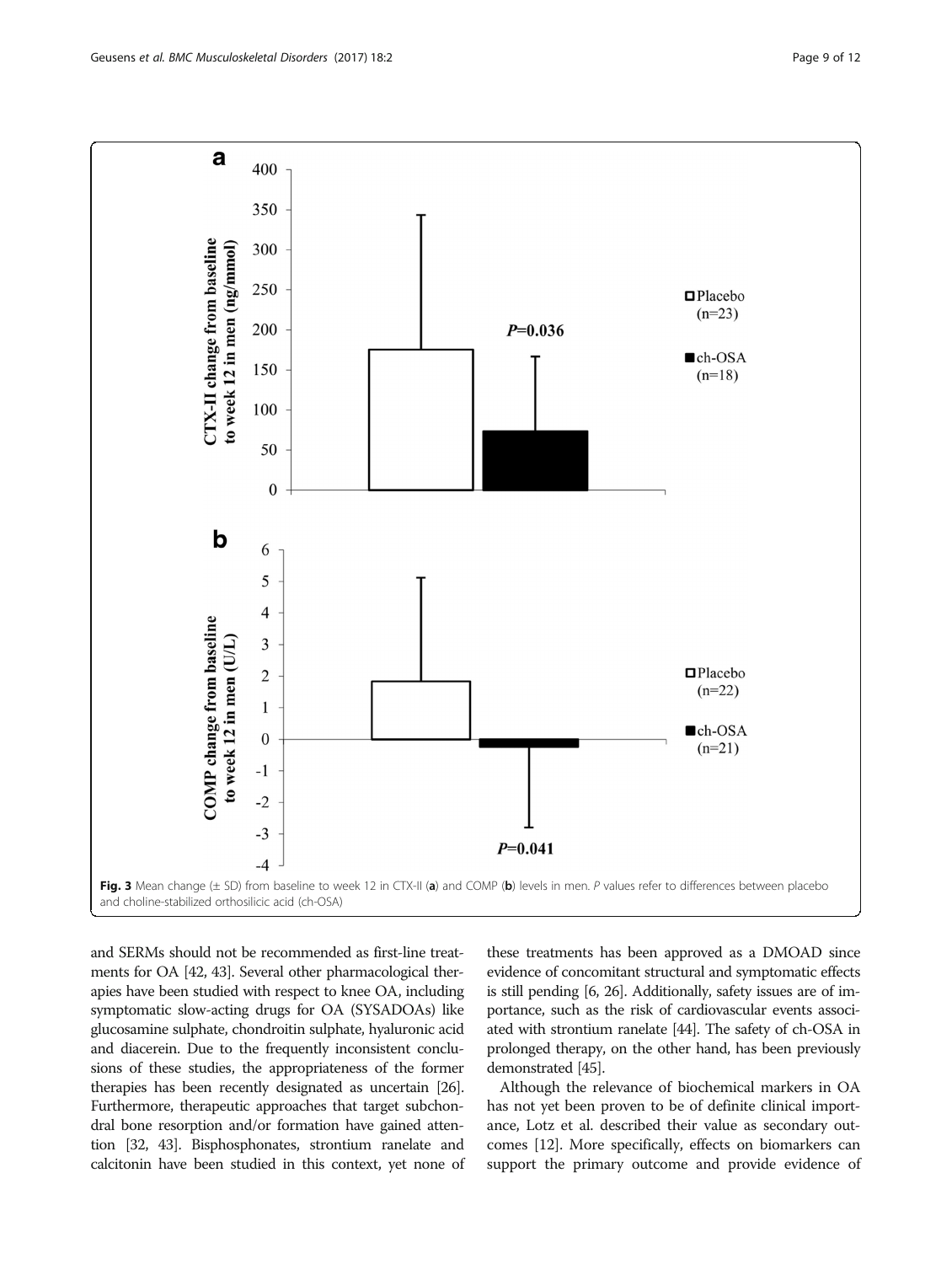Fig. 3 Mean change (± SD) from baseline to week 12 in CTX-II (**a**) and COMP (**b**) levels in men. *P* values refer to differences between placebo and choline-stabilized orthosilicic acid (ch-OSA)

and SERMs should not be recommended as first-line treatments for OA [42, 43]. Several other pharmacological therapies have been studied with respect to knee OA, including symptomatic slow-acting drugs for OA (SYSADOAs) like glucosamine sulphate, chondroitin sulphate, hyaluronic acid and diacerein. Due to the frequently inconsistent conclusions of these studies, the appropriateness of the former therapies has been recently designated as uncertain [26]. Furthermore, therapeutic approaches that target subchondral bone resorption and/or formation have gained attention [32, 43]. Bisphosphonates, strontium ranelate and calcitonin have been studied in this context, yet none of these treatments has been approved as a DMOAD since evidence of concomitant structural and symptomatic effects is still pending [6, 26]. Additionally, safety issues are of importance, such as the risk of cardiovascular events associated with strontium ranelate [44]. The safety of ch-OSA in prolonged therapy, on the other hand, has been previously demonstrated [45].

Although the relevance of biochemical markers in OA has not yet been proven to be of definite clinical importance, Lotz et al. described their value as secondary outcomes [12]. More specifically, effects on biomarkers can support the primary outcome and provide evidence of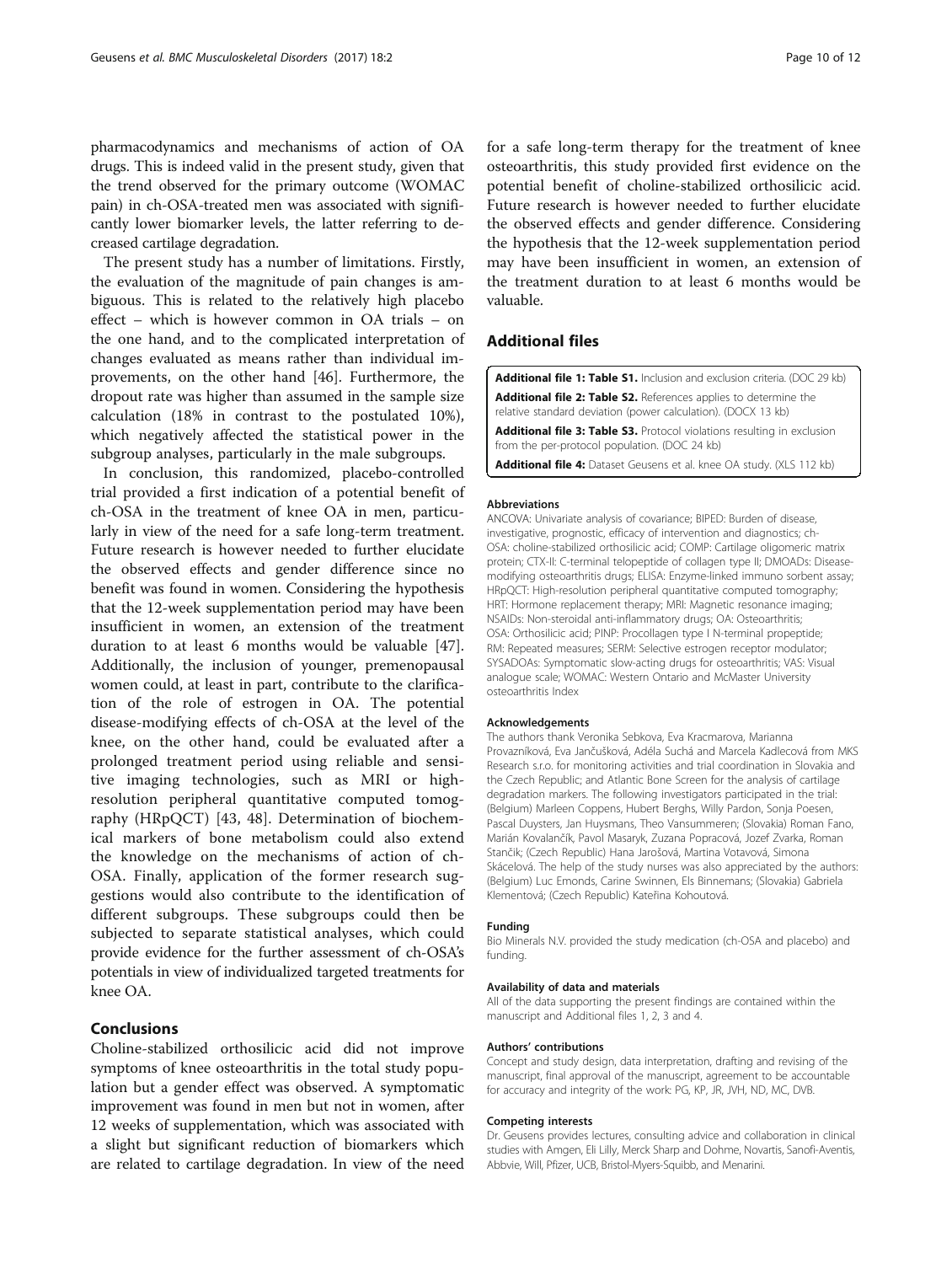pharmacodynamics and mechanisms of action of OA drugs. This is indeed valid in the present study, given that the trend observed for the primary outcome (WOMAC pain) in ch-OSA-treated men was associated with significantly lower biomarker levels, the latter referring to decreased cartilage degradation.

The present study has a number of limitations. Firstly, the evaluation of the magnitude of pain changes is ambiguous. This is related to the relatively high placebo effect – which is however common in OA trials – on the one hand, and to the complicated interpretation of changes evaluated as means rather than individual improvements, on the other hand [46]. Furthermore, the dropout rate was higher than assumed in the sample size calculation (18% in contrast to the postulated 10%), which negatively affected the statistical power in the subgroup analyses, particularly in the male subgroups.

In conclusion, this randomized, placebo-controlled trial provided a first indication of a potential benefit of ch-OSA in the treatment of knee OA in men, particularly in view of the need for a safe long-term treatment. Future research is however needed to further elucidate the observed effects and gender difference since no benefit was found in women. Considering the hypothesis that the 12-week supplementation period may have been insufficient in women, an extension of the treatment duration to at least 6 months would be valuable [47]. Additionally, the inclusion of younger, premenopausal women could, at least in part, contribute to the clarification of the role of estrogen in OA. The potential disease-modifying effects of ch-OSA at the level of the knee, on the other hand, could be evaluated after a prolonged treatment period using reliable and sensitive imaging technologies, such as MRI or high-resolution peripheral quantitative computed tomography (HRpQCT) [43, 48]. Determination of biochemical markers of bone metabolism could also extend the knowledge on the mechanisms of action of ch-OSA. Finally, application of the former research suggestions would also contribute to the identification of different subgroups. These subgroups could then be subjected to separate statistical analyses, which could provide evidence for the further assessment of ch-OSA's potentials in view of individualized targeted treatments for knee OA.

## Conclusions

Choline-stabilized orthosilicic acid did not improve symptoms of knee osteoarthritis in the total study population but a gender effect was observed. A symptomatic improvement was found in men but not in women, after 12 weeks of supplementation, which was associated with a slight but significant reduction of biomarkers which are related to cartilage degradation. In view of the need for a safe long-term therapy for the treatment of knee osteoarthritis, this study provided first evidence on the potential benefit of choline-stabilized orthosilicic acid. Future research is however needed to further elucidate the observed effects and gender difference. Considering the hypothesis that the 12-week supplementation period may have been insufficient in women, an extension of the treatment duration to at least 6 months would be valuable.

## Additional files

**Additional file 1: Table S1.** Inclusion and exclusion criteria. (DOC 29 kb)

**Additional file 2: Table S2.** References applies to determine the relative standard deviation (power calculation). (DOCX 13 kb)

**Additional file 3: Table S3.** Protocol violations resulting in exclusion from the per-protocol population. (DOC 24 kb)

**Additional file 4:** Dataset Geusens et al. knee OA study. (XLS 112 kb)

#### Abbreviations

ANCOVA: Univariate analysis of covariance; BIPED: Burden of disease, investigative, prognostic, efficacy of intervention and diagnostics; ch-OSA: choline-stabilized orthosilicic acid; COMP: Cartilage oligomeric matrix protein; CTX-II: C-terminal telopeptide of collagen type II; DMOADs: Disease-modifying osteoarthritis drugs; ELISA: Enzyme-linked immuno sorbent assay; HRpQCT: High-resolution peripheral quantitative computed tomography; HRT: Hormone replacement therapy; MRI: Magnetic resonance imaging; NSAIDs: Non-steroidal anti-inflammatory drugs; OA: Osteoarthritis; OSA: Orthosilicic acid; PINP: Procollagen type I N-terminal propeptide; RM: Repeated measures; SERM: Selective estrogen receptor modulator; SYSADOAs: Symptomatic slow-acting drugs for osteoarthritis; VAS: Visual analogue scale; WOMAC: Western Ontario and McMaster University osteoarthritis Index

#### Acknowledgements

The authors thank Veronika Sebkova, Eva Kracmarova, Marianna Provazníková, Eva Jančušková, Adéla Suchá and Marcela Kadlecová from MKS Research s.r.o. for monitoring activities and trial coordination in Slovakia and the Czech Republic; and Atlantic Bone Screen for the analysis of cartilage degradation markers. The following investigators participated in the trial: (Belgium) Marleen Coppens, Hubert Berghs, Willy Pardon, Sonja Poesen, Pascal Duysters, Jan Huysmans, Theo Vansummeren; (Slovakia) Roman Fano, Marián Kovalančík, Pavol Masaryk, Zuzana Popracová, Jozef Zvarka, Roman Stančik; (Czech Republic) Hana Jarošová, Martina Votavová, Simona Skácelová. The help of the study nurses was also appreciated by the authors: (Belgium) Luc Emonds, Carine Swinnen, Els Binnemans; (Slovakia) Gabriela Klementová; (Czech Republic) Kateřina Kohoutová.

#### Funding

Bio Minerals N.V. provided the study medication (ch-OSA and placebo) and funding.

#### Availability of data and materials

All of the data supporting the present findings are contained within the manuscript and Additional files 1, 2, 3 and 4.

#### Authors' contributions

Concept and study design, data interpretation, drafting and revising of the manuscript, final approval of the manuscript, agreement to be accountable for accuracy and integrity of the work: PG, KP, JR, JVH, ND, MC, DVB.

#### Competing interests

Dr. Geusens provides lectures, consulting advice and collaboration in clinical studies with Amgen, Eli Lilly, Merck Sharp and Dohme, Novartis, Sanofi-Aventis, Abbvie, Will, Pfizer, UCB, Bristol-Myers-Squibb, and Menarini.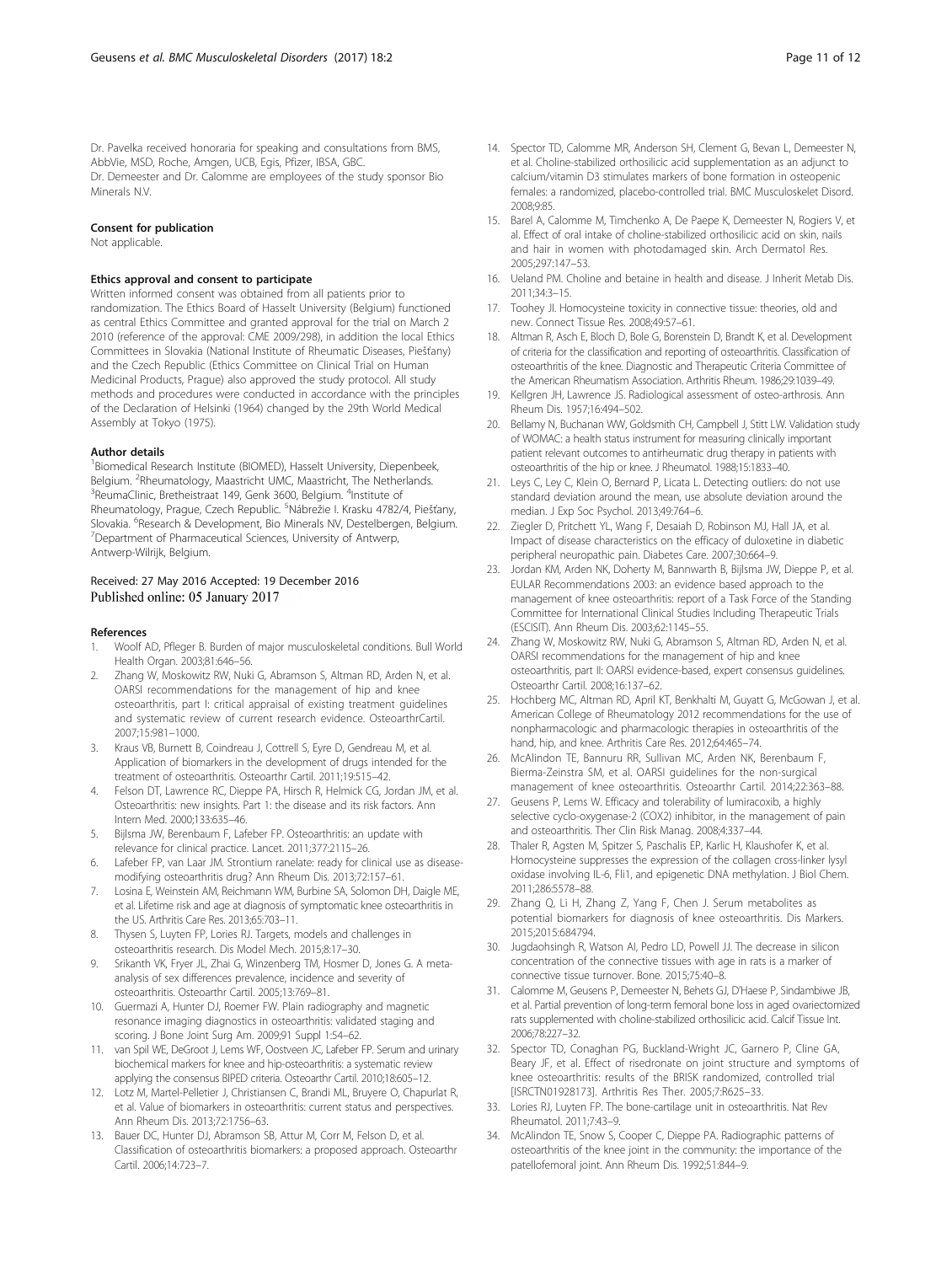Dr. Pavelka received honoraria for speaking and consultations from BMS, AbbVie, MSD, Roche, Amgen, UCB, Egis, Pfizer, IBSA, GBC.
Dr. Demeester and Dr. Calomme are employees of the study sponsor Bio Minerals N.V.

#### Consent for publication

Not applicable.

#### Ethics approval and consent to participate

Written informed consent was obtained from all patients prior to randomization. The Ethics Board of Hasselt University (Belgium) functioned as central Ethics Committee and granted approval for the trial on March 2 2010 (reference of the approval: CME 2009/298), in addition the local Ethics Committees in Slovakia (National Institute of Rheumatic Diseases, Piešťany) and the Czech Republic (Ethics Committee on Clinical Trial on Human Medicinal Products, Prague) also approved the study protocol. All study methods and procedures were conducted in accordance with the principles of the Declaration of Helsinki (1964) changed by the 29th World Medical Assembly at Tokyo (1975).

#### Author details

[1]Biomedical Research Institute (BIOMED), Hasselt University, Diepenbeek, Belgium. [2]Rheumatology, Maastricht UMC, Maastricht, The Netherlands. [3]ReumaClinic, Bretheistraat 149, Genk 3600, Belgium. [4]Institute of Rheumatology, Prague, Czech Republic. [5]Nábrežie I. Krasku 4782/4, Piešťany, Slovakia. [6]Research & Development, Bio Minerals NV, Destelbergen, Belgium. [7]Department of Pharmaceutical Sciences, University of Antwerp, Antwerp-Wilrijk, Belgium.

Received: 27 May 2016 Accepted: 19 December 2016
Published online: 05 January 2017

#### References

1. Woolf AD, Pfleger B. Burden of major musculoskeletal conditions. Bull World Health Organ. 2003;81:646–56.
2. Zhang W, Moskowitz RW, Nuki G, Abramson S, Altman RD, Arden N, et al. OARSI recommendations for the management of hip and knee osteoarthritis, part I: critical appraisal of existing treatment guidelines and systematic review of current research evidence. OsteoarthrCartil. 2007;15:981–1000.
3. Kraus VB, Burnett B, Coindreau J, Cottrell S, Eyre D, Gendreau M, et al. Application of biomarkers in the development of drugs intended for the treatment of osteoarthritis. Osteoarthr Cartil. 2011;19:515–42.
4. Felson DT, Lawrence RC, Dieppe PA, Hirsch R, Helmick CG, Jordan JM, et al. Osteoarthritis: new insights. Part 1: the disease and its risk factors. Ann Intern Med. 2000;133:635–46.
5. Bijlsma JW, Berenbaum F, Lafeber FP. Osteoarthritis: an update with relevance for clinical practice. Lancet. 2011;377:2115–26.
6. Lafeber FP, van Laar JM. Strontium ranelate: ready for clinical use as disease-modifying osteoarthritis drug? Ann Rheum Dis. 2013;72:157–61.
7. Losina E, Weinstein AM, Reichmann WM, Burbine SA, Solomon DH, Daigle ME, et al. Lifetime risk and age at diagnosis of symptomatic knee osteoarthritis in the US. Arthritis Care Res. 2013;65:703–11.
8. Thysen S, Luyten FP, Lories RJ. Targets, models and challenges in osteoarthritis research. Dis Model Mech. 2015;8:17–30.
9. Srikanth VK, Fryer JL, Zhai G, Winzenberg TM, Hosmer D, Jones G. A meta-analysis of sex differences prevalence, incidence and severity of osteoarthritis. Osteoarthr Cartil. 2005;13:769–81.
10. Guermazi A, Hunter DJ, Roemer FW. Plain radiography and magnetic resonance imaging diagnostics in osteoarthritis: validated staging and scoring. J Bone Joint Surg Am. 2009;91 Suppl 1:54–62.
11. van Spil WE, DeGroot J, Lems WF, Oostveen JC, Lafeber FP. Serum and urinary biochemical markers for knee and hip-osteoarthritis: a systematic review applying the consensus BIPED criteria. Osteoarthr Cartil. 2010;18:605–12.
12. Lotz M, Martel-Pelletier J, Christiansen C, Brandi ML, Bruyere O, Chapurlat R, et al. Value of biomarkers in osteoarthritis: current status and perspectives. Ann Rheum Dis. 2013;72:1756–63.
13. Bauer DC, Hunter DJ, Abramson SB, Attur M, Corr M, Felson D, et al. Classification of osteoarthritis biomarkers: a proposed approach. Osteoarthr Cartil. 2006;14:723–7.
14. Spector TD, Calomme MR, Anderson SH, Clement G, Bevan L, Demeester N, et al. Choline-stabilized orthosilicic acid supplementation as an adjunct to calcium/vitamin D3 stimulates markers of bone formation in osteopenic females: a randomized, placebo-controlled trial. BMC Musculoskelet Disord. 2008;9:85.
15. Barel A, Calomme M, Timchenko A, De Paepe K, Demeester N, Rogiers V, et al. Effect of oral intake of choline-stabilized orthosilicic acid on skin, nails and hair in women with photodamaged skin. Arch Dermatol Res. 2005;297:147–53.
16. Ueland PM. Choline and betaine in health and disease. J Inherit Metab Dis. 2011;34:3–15.
17. Toohey JI. Homocysteine toxicity in connective tissue: theories, old and new. Connect Tissue Res. 2008;49:57–61.
18. Altman R, Asch E, Bloch D, Bole G, Borenstein D, Brandt K, et al. Development of criteria for the classification and reporting of osteoarthritis. Classification of osteoarthritis of the knee. Diagnostic and Therapeutic Criteria Committee of the American Rheumatism Association. Arthritis Rheum. 1986;29:1039–49.
19. Kellgren JH, Lawrence JS. Radiological assessment of osteo-arthrosis. Ann Rheum Dis. 1957;16:494–502.
20. Bellamy N, Buchanan WW, Goldsmith CH, Campbell J, Stitt LW. Validation study of WOMAC: a health status instrument for measuring clinically important patient relevant outcomes to antirheumatic drug therapy in patients with osteoarthritis of the hip or knee. J Rheumatol. 1988;15:1833–40.
21. Leys C, Ley C, Klein O, Bernard P, Licata L. Detecting outliers: do not use standard deviation around the mean, use absolute deviation around the median. J Exp Soc Psychol. 2013;49:764–6.
22. Ziegler D, Pritchett YL, Wang F, Desaiah D, Robinson MJ, Hall JA, et al. Impact of disease characteristics on the efficacy of duloxetine in diabetic peripheral neuropathic pain. Diabetes Care. 2007;30:664–9.
23. Jordan KM, Arden NK, Doherty M, Bannwarth B, Bijlsma JW, Dieppe P, et al. EULAR Recommendations 2003: an evidence based approach to the management of knee osteoarthritis: report of a Task Force of the Standing Committee for International Clinical Studies Including Therapeutic Trials (ESCISIT). Ann Rheum Dis. 2003;62:1145–55.
24. Zhang W, Moskowitz RW, Nuki G, Abramson S, Altman RD, Arden N, et al. OARSI recommendations for the management of hip and knee osteoarthritis, part II: OARSI evidence-based, expert consensus guidelines. Osteoarthr Cartil. 2008;16:137–62.
25. Hochberg MC, Altman RD, April KT, Benkhalti M, Guyatt G, McGowan J, et al. American College of Rheumatology 2012 recommendations for the use of nonpharmacologic and pharmacologic therapies in osteoarthritis of the hand, hip, and knee. Arthritis Care Res. 2012;64:465–74.
26. McAlindon TE, Bannuru RR, Sullivan MC, Arden NK, Berenbaum F, Bierma-Zeinstra SM, et al. OARSI guidelines for the non-surgical management of knee osteoarthritis. Osteoarthr Cartil. 2014;22:363–88.
27. Geusens P, Lems W. Efficacy and tolerability of lumiracoxib, a highly selective cyclo-oxygenase-2 (COX2) inhibitor, in the management of pain and osteoarthritis. Ther Clin Risk Manag. 2008;4:337–44.
28. Thaler R, Agsten M, Spitzer S, Paschalis EP, Karlic H, Klaushofer K, et al. Homocysteine suppresses the expression of the collagen cross-linker lysyl oxidase involving IL-6, Fli1, and epigenetic DNA methylation. J Biol Chem. 2011;286:5578–88.
29. Zhang Q, Li H, Zhang Z, Yang F, Chen J. Serum metabolites as potential biomarkers for diagnosis of knee osteoarthritis. Dis Markers. 2015;2015:684794.
30. Jugdaohsingh R, Watson AI, Pedro LD, Powell JJ. The decrease in silicon concentration of the connective tissues with age in rats is a marker of connective tissue turnover. Bone. 2015;75:40–8.
31. Calomme M, Geusens P, Demeester N, Behets GJ, D'Haese P, Sindambiwe JB, et al. Partial prevention of long-term femoral bone loss in aged ovariectomized rats supplemented with choline-stabilized orthosilicic acid. Calcif Tissue Int. 2006;78:227–32.
32. Spector TD, Conaghan PG, Buckland-Wright JC, Garnero P, Cline GA, Beary JF, et al. Effect of risedronate on joint structure and symptoms of knee osteoarthritis: results of the BRISK randomized, controlled trial [ISRCTN01928173]. Arthritis Res Ther. 2005;7:R625–33.
33. Lories RJ, Luyten FP. The bone-cartilage unit in osteoarthritis. Nat Rev Rheumatol. 2011;7:43–9.
34. McAlindon TE, Snow S, Cooper C, Dieppe PA. Radiographic patterns of osteoarthritis of the knee joint in the community: the importance of the patellofemoral joint. Ann Rheum Dis. 1992;51:844–9.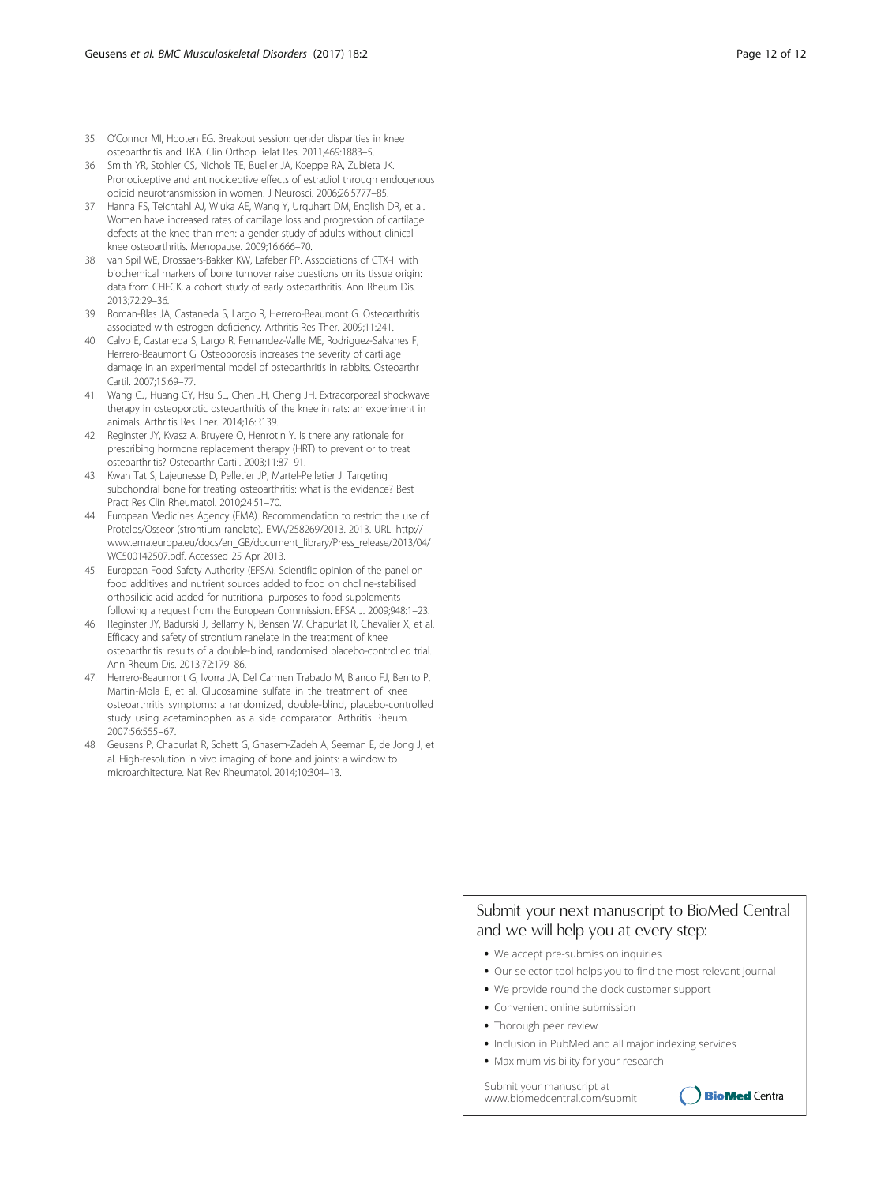35. O'Connor MI, Hooten EG. Breakout session: gender disparities in knee osteoarthritis and TKA. Clin Orthop Relat Res. 2011;469:1883–5.
36. Smith YR, Stohler CS, Nichols TE, Bueller JA, Koeppe RA, Zubieta JK. Pronociceptive and antinociceptive effects of estradiol through endogenous opioid neurotransmission in women. J Neurosci. 2006;26:5777–85.
37. Hanna FS, Teichtahl AJ, Wluka AE, Wang Y, Urquhart DM, English DR, et al. Women have increased rates of cartilage loss and progression of cartilage defects at the knee than men: a gender study of adults without clinical knee osteoarthritis. Menopause. 2009;16:666–70.
38. van Spil WE, Drossaers-Bakker KW, Lafeber FP. Associations of CTX-II with biochemical markers of bone turnover raise questions on its tissue origin: data from CHECK, a cohort study of early osteoarthritis. Ann Rheum Dis. 2013;72:29–36.
39. Roman-Blas JA, Castaneda S, Largo R, Herrero-Beaumont G. Osteoarthritis associated with estrogen deficiency. Arthritis Res Ther. 2009;11:241.
40. Calvo E, Castaneda S, Largo R, Fernandez-Valle ME, Rodriguez-Salvanes F, Herrero-Beaumont G. Osteoporosis increases the severity of cartilage damage in an experimental model of osteoarthritis in rabbits. Osteoarthr Cartil. 2007;15:69–77.
41. Wang CJ, Huang CY, Hsu SL, Chen JH, Cheng JH. Extracorporeal shockwave therapy in osteoporotic osteoarthritis of the knee in rats: an experiment in animals. Arthritis Res Ther. 2014;16:R139.
42. Reginster JY, Kvasz A, Bruyere O, Henrotin Y. Is there any rationale for prescribing hormone replacement therapy (HRT) to prevent or to treat osteoarthritis? Osteoarthr Cartil. 2003;11:87–91.
43. Kwan Tat S, Lajeunesse D, Pelletier JP, Martel-Pelletier J. Targeting subchondral bone for treating osteoarthritis: what is the evidence? Best Pract Res Clin Rheumatol. 2010;24:51–70.
44. European Medicines Agency (EMA). Recommendation to restrict the use of Protelos/Osseor (strontium ranelate). EMA/258269/2013. 2013. URL: http://www.ema.europa.eu/docs/en_GB/document_library/Press_release/2013/04/WC500142507.pdf. Accessed 25 Apr 2013.
45. European Food Safety Authority (EFSA). Scientific opinion of the panel on food additives and nutrient sources added to food on choline-stabilised orthosilicic acid added for nutritional purposes to food supplements following a request from the European Commission. EFSA J. 2009;948:1–23.
46. Reginster JY, Badurski J, Bellamy N, Bensen W, Chapurlat R, Chevalier X, et al. Efficacy and safety of strontium ranelate in the treatment of knee osteoarthritis: results of a double-blind, randomised placebo-controlled trial. Ann Rheum Dis. 2013;72:179–86.
47. Herrero-Beaumont G, Ivorra JA, Del Carmen Trabado M, Blanco FJ, Benito P, Martin-Mola E, et al. Glucosamine sulfate in the treatment of knee osteoarthritis symptoms: a randomized, double-blind, placebo-controlled study using acetaminophen as a side comparator. Arthritis Rheum. 2007;56:555–67.
48. Geusens P, Chapurlat R, Schett G, Ghasem-Zadeh A, Seeman E, de Jong J, et al. High-resolution in vivo imaging of bone and joints: a window to microarchitecture. Nat Rev Rheumatol. 2014;10:304–13.